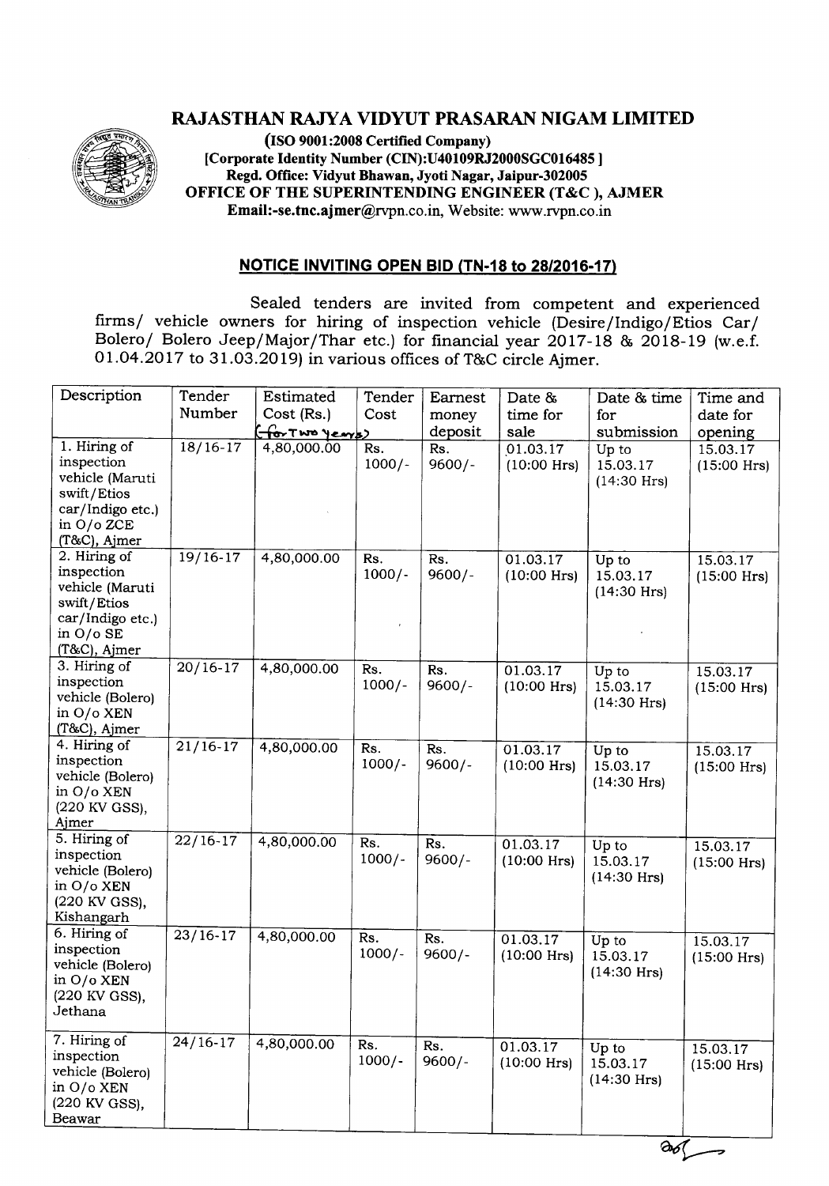# RAJASTHAN RAJYA VIDYUT PRASARAN NIGAM LIMITED

**(ISO 9001:2008 Certified Company)**
**[Corporate Identity Number (CIN):U40109RJ2000SGC016485 ]**
**Regd. Office: Vidyut Bhawan, Jyoti Nagar, Jaipur-302005**
**OFFICE OF THE SUPERINTENDING ENGINEER (T&C ), AJMER**
**Email:-se.tnc.ajmer@rvpn.co.in, Website: www.rvpn.co.in**

## NOTICE INVITING OPEN BID (TN-18 to 28/2016-17)

Sealed tenders are invited from competent and experienced firms/ vehicle owners for hiring of inspection vehicle (Desire/Indigo/Etios Car/ Bolero/ Bolero Jeep/Major/Thar etc.) for financial year 2017-18 & 2018-19 (w.e.f. 01.04.2017 to 31.03.2019) in various offices of T&C circle Ajmer.

| Description | Tender Number | Estimated Cost (Rs.) (for Two years) | Tender Cost | Earnest money deposit | Date & time for sale | Date & time for submission | Time and date for opening |
|---|---|---|---|---|---|---|---|
| 1. Hiring of inspection vehicle (Maruti swift/Etios car/Indigo etc.) in O/o ZCE (T&C), Ajmer | 18/16-17 | 4,80,000.00 | Rs. 1000/- | Rs. 9600/- | 01.03.17 (10:00 Hrs) | Up to 15.03.17 (14:30 Hrs) | 15.03.17 (15:00 Hrs) |
| 2. Hiring of inspection vehicle (Maruti swift/Etios car/Indigo etc.) in O/o SE (T&C), Ajmer | 19/16-17 | 4,80,000.00 | Rs. 1000/- | Rs. 9600/- | 01.03.17 (10:00 Hrs) | Up to 15.03.17 (14:30 Hrs) | 15.03.17 (15:00 Hrs) |
| 3. Hiring of inspection vehicle (Bolero) in O/o XEN (T&C), Ajmer | 20/16-17 | 4,80,000.00 | Rs. 1000/- | Rs. 9600/- | 01.03.17 (10:00 Hrs) | Up to 15.03.17 (14:30 Hrs) | 15.03.17 (15:00 Hrs) |
| 4. Hiring of inspection vehicle (Bolero) in O/o XEN (220 KV GSS), Ajmer | 21/16-17 | 4,80,000.00 | Rs. 1000/- | Rs. 9600/- | 01.03.17 (10:00 Hrs) | Up to 15.03.17 (14:30 Hrs) | 15.03.17 (15:00 Hrs) |
| 5. Hiring of inspection vehicle (Bolero) in O/o XEN (220 KV GSS), Kishangarh | 22/16-17 | 4,80,000.00 | Rs. 1000/- | Rs. 9600/- | 01.03.17 (10:00 Hrs) | Up to 15.03.17 (14:30 Hrs) | 15.03.17 (15:00 Hrs) |
| 6. Hiring of inspection vehicle (Bolero) in O/o XEN (220 KV GSS), Jethana | 23/16-17 | 4,80,000.00 | Rs. 1000/- | Rs. 9600/- | 01.03.17 (10:00 Hrs) | Up to 15.03.17 (14:30 Hrs) | 15.03.17 (15:00 Hrs) |
| 7. Hiring of inspection vehicle (Bolero) in O/o XEN (220 KV GSS), Beawar | 24/16-17 | 4,80,000.00 | Rs. 1000/- | Rs. 9600/- | 01.03.17 (10:00 Hrs) | Up to 15.03.17 (14:30 Hrs) | 15.03.17 (15:00 Hrs) |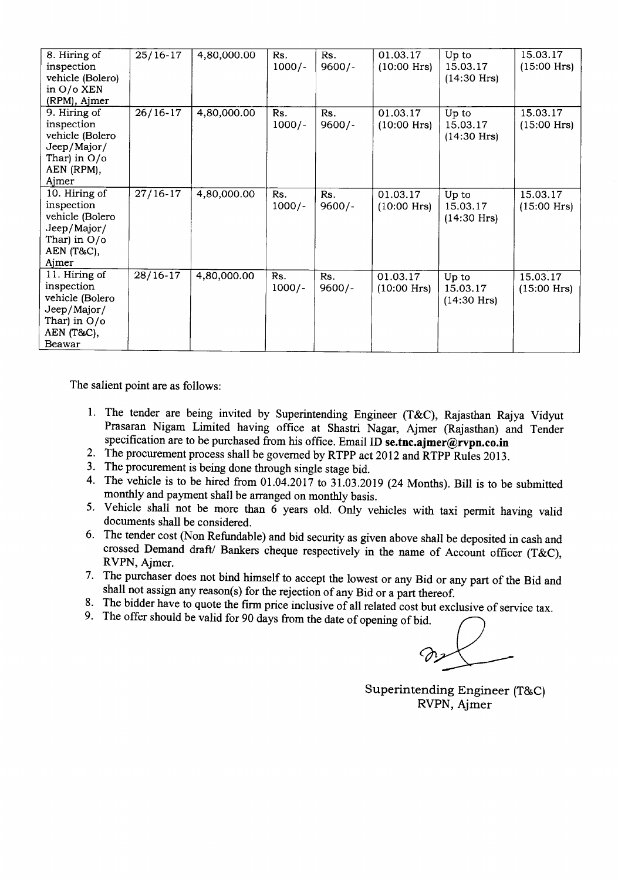| | | | | | | | |
|---|---|---|---|---|---|---|---|
| 8. Hiring of inspection vehicle (Bolero) in O/o XEN (RPM), Ajmer | 25/16-17 | 4,80,000.00 | Rs. 1000/- | Rs. 9600/- | 01.03.17 (10:00 Hrs) | Up to 15.03.17 (14:30 Hrs) | 15.03.17 (15:00 Hrs) |
| 9. Hiring of inspection vehicle (Bolero Jeep/Major/ Thar) in O/o AEN (RPM), Ajmer | 26/16-17 | 4,80,000.00 | Rs. 1000/- | Rs. 9600/- | 01.03.17 (10:00 Hrs) | Up to 15.03.17 (14:30 Hrs) | 15.03.17 (15:00 Hrs) |
| 10. Hiring of inspection vehicle (Bolero Jeep/Major/ Thar) in O/o AEN (T&C), Ajmer | 27/16-17 | 4,80,000.00 | Rs. 1000/- | Rs. 9600/- | 01.03.17 (10:00 Hrs) | Up to 15.03.17 (14:30 Hrs) | 15.03.17 (15:00 Hrs) |
| 11. Hiring of inspection vehicle (Bolero Jeep/Major/ Thar) in O/o AEN (T&C), Beawar | 28/16-17 | 4,80,000.00 | Rs. 1000/- | Rs. 9600/- | 01.03.17 (10:00 Hrs) | Up to 15.03.17 (14:30 Hrs) | 15.03.17 (15:00 Hrs) |

The salient point are as follows:

1. The tender are being invited by Superintending Engineer (T&C), Rajasthan Rajya Vidyut Prasaran Nigam Limited having office at Shastri Nagar, Ajmer (Rajasthan) and Tender specification are to be purchased from his office. Email ID **se.tnc.ajmer@rvpn.co.in**
2. The procurement process shall be governed by RTPP act 2012 and RTPP Rules 2013.
3. The procurement is being done through single stage bid.
4. The vehicle is to be hired from 01.04.2017 to 31.03.2019 (24 Months). Bill is to be submitted monthly and payment shall be arranged on monthly basis.
5. Vehicle shall not be more than 6 years old. Only vehicles with taxi permit having valid documents shall be considered.
6. The tender cost (Non Refundable) and bid security as given above shall be deposited in cash and crossed Demand draft/ Bankers cheque respectively in the name of Account officer (T&C), RVPN, Ajmer.
7. The purchaser does not bind himself to accept the lowest or any Bid or any part of the Bid and shall not assign any reason(s) for the rejection of any Bid or a part thereof.
8. The bidder have to quote the firm price inclusive of all related cost but exclusive of service tax.
9. The offer should be valid for 90 days from the date of opening of bid.

Superintending Engineer (T&C)
RVPN, Ajmer